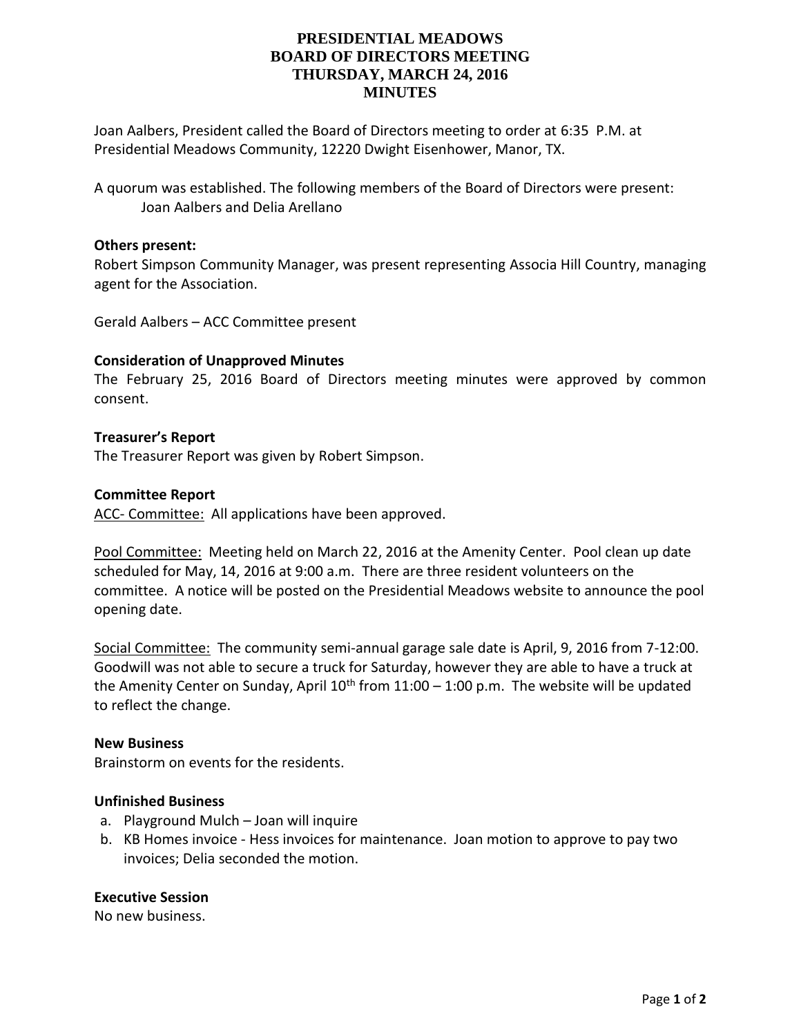# PRESIDENTIAL MEADOWS
# BOARD OF DIRECTORS MEETING
# THURSDAY, MARCH 24, 2016
# MINUTES

Joan Aalbers, President called the Board of Directors meeting to order at 6:35 P.M. at Presidential Meadows Community, 12220 Dwight Eisenhower, Manor, TX.

A quorum was established. The following members of the Board of Directors were present:
Joan Aalbers and Delia Arellano

**Others present:**
Robert Simpson Community Manager, was present representing Associa Hill Country, managing agent for the Association.

Gerald Aalbers – ACC Committee present

**Consideration of Unapproved Minutes**
The February 25, 2016 Board of Directors meeting minutes were approved by common consent.

**Treasurer's Report**
The Treasurer Report was given by Robert Simpson.

**Committee Report**
ACC- Committee: All applications have been approved.

Pool Committee: Meeting held on March 22, 2016 at the Amenity Center. Pool clean up date scheduled for May, 14, 2016 at 9:00 a.m. There are three resident volunteers on the committee. A notice will be posted on the Presidential Meadows website to announce the pool opening date.

Social Committee: The community semi-annual garage sale date is April, 9, 2016 from 7-12:00. Goodwill was not able to secure a truck for Saturday, however they are able to have a truck at the Amenity Center on Sunday, April 10th from 11:00 – 1:00 p.m. The website will be updated to reflect the change.

**New Business**
Brainstorm on events for the residents.

**Unfinished Business**

a. Playground Mulch – Joan will inquire
b. KB Homes invoice - Hess invoices for maintenance. Joan motion to approve to pay two invoices; Delia seconded the motion.

**Executive Session**
No new business.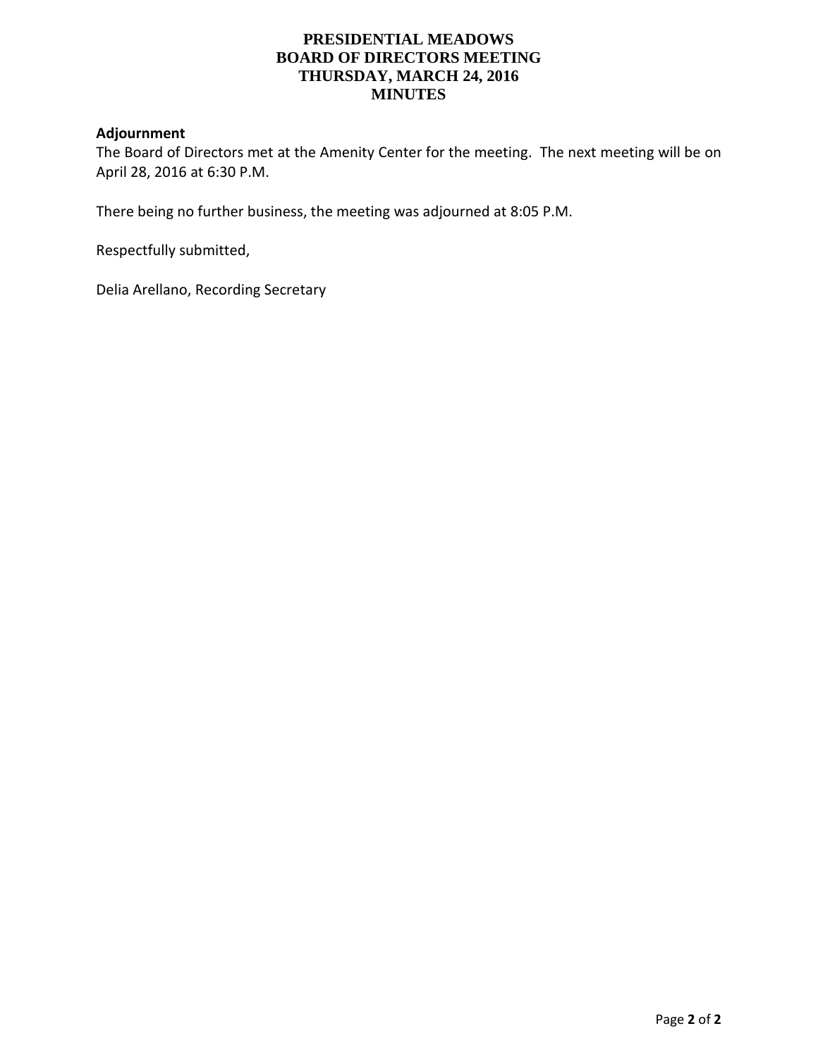**PRESIDENTIAL MEADOWS**
**BOARD OF DIRECTORS MEETING**
**THURSDAY, MARCH 24, 2016**
**MINUTES**

### Adjournment

The Board of Directors met at the Amenity Center for the meeting. The next meeting will be on April 28, 2016 at 6:30 P.M.

There being no further business, the meeting was adjourned at 8:05 P.M.

Respectfully submitted,

Delia Arellano, Recording Secretary